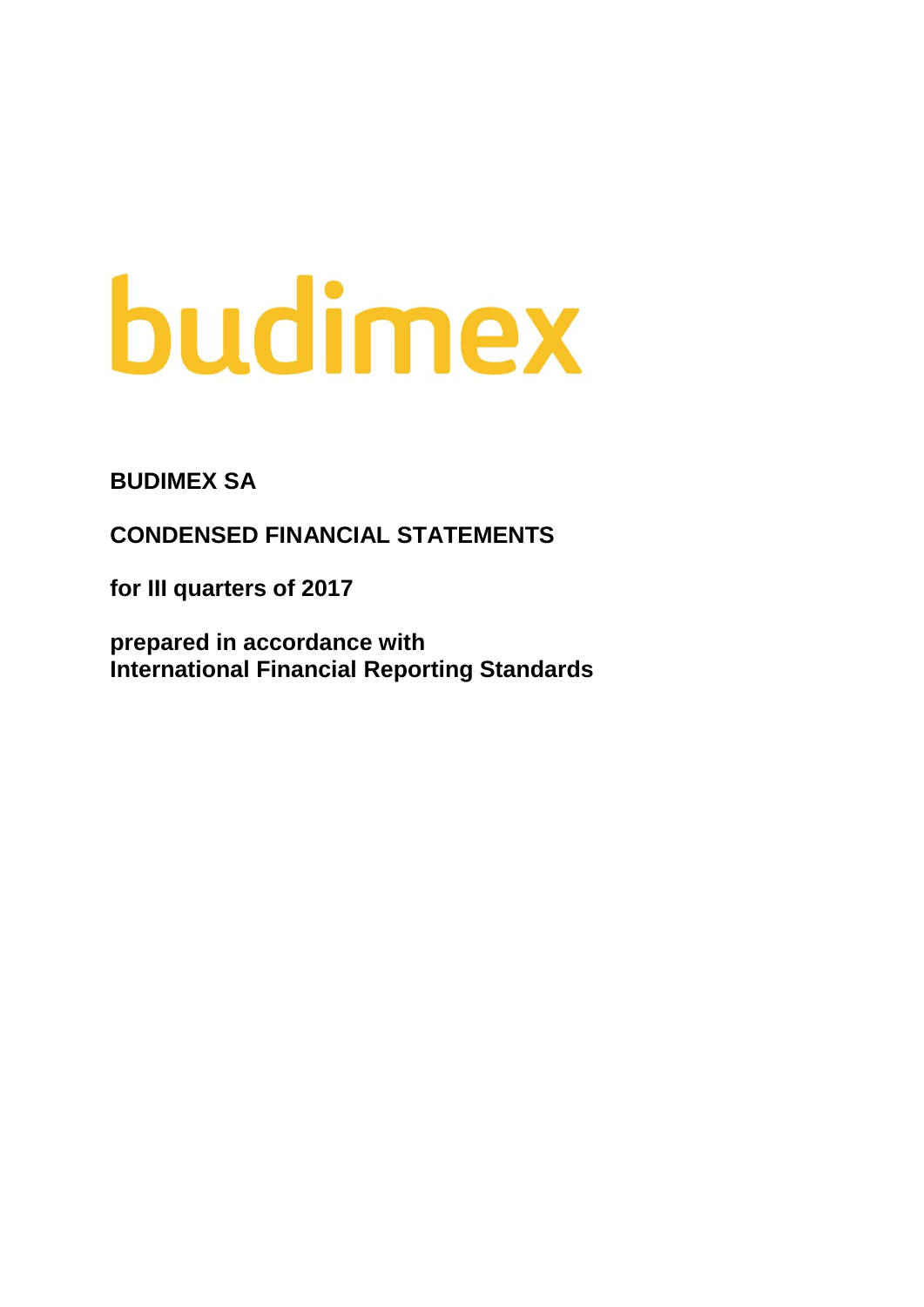budimex

**BUDIMEX SA**

**CONDENSED FINANCIAL STATEMENTS**

**for III quarters of 2017**

**prepared in accordance with International Financial Reporting Standards**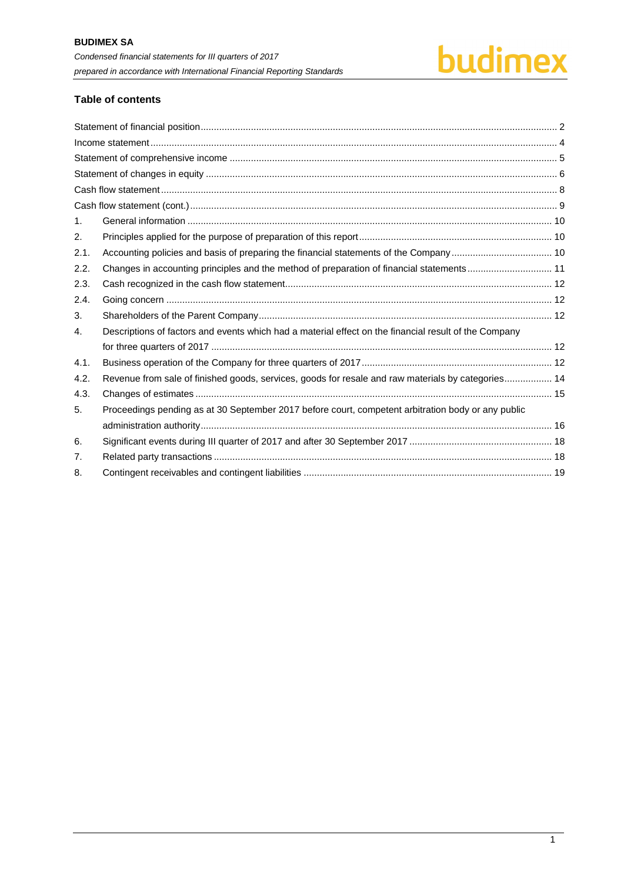## Table of contents

| | | |
|---|---|---|
| Statement of financial position | | 2 |
| Income statement | | 4 |
| Statement of comprehensive income | | 5 |
| Statement of changes in equity | | 6 |
| Cash flow statement | | 8 |
| Cash flow statement (cont.) | | 9 |
| 1. | General information | 10 |
| 2. | Principles applied for the purpose of preparation of this report | 10 |
| 2.1. | Accounting policies and basis of preparing the financial statements of the Company | 10 |
| 2.2. | Changes in accounting principles and the method of preparation of financial statements | 11 |
| 2.3. | Cash recognized in the cash flow statement | 12 |
| 2.4. | Going concern | 12 |
| 3. | Shareholders of the Parent Company | 12 |
| 4. | Descriptions of factors and events which had a material effect on the financial result of the Company for three quarters of 2017 | 12 |
| 4.1. | Business operation of the Company for three quarters of 2017 | 12 |
| 4.2. | Revenue from sale of finished goods, services, goods for resale and raw materials by categories | 14 |
| 4.3. | Changes of estimates | 15 |
| 5. | Proceedings pending as at 30 September 2017 before court, competent arbitration body or any public administration authority | 16 |
| 6. | Significant events during III quarter of 2017 and after 30 September 2017 | 18 |
| 7. | Related party transactions | 18 |
| 8. | Contingent receivables and contingent liabilities | 19 |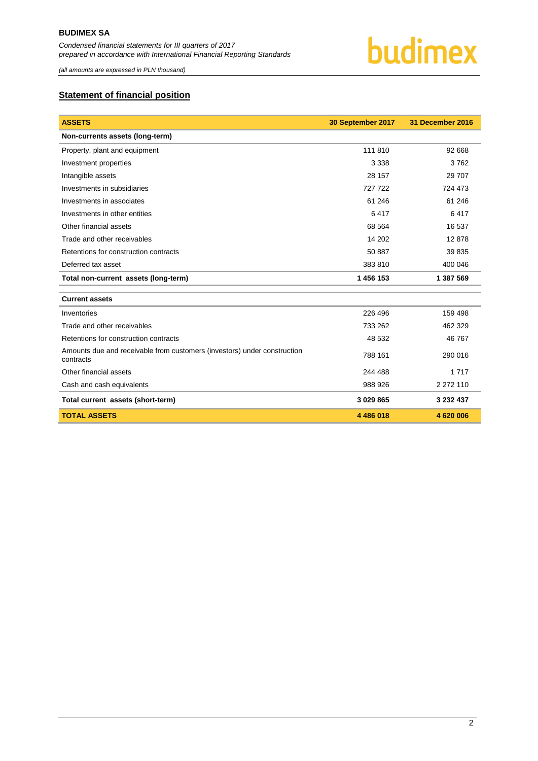## Statement of financial position

| ASSETS | 30 September 2017 | 31 December 2016 |
|---|---|---|
| **Non-currents assets (long-term)** | | |
| Property, plant and equipment | 111 810 | 92 668 |
| Investment properties | 3 338 | 3 762 |
| Intangible assets | 28 157 | 29 707 |
| Investments in subsidiaries | 727 722 | 724 473 |
| Investments in associates | 61 246 | 61 246 |
| Investments in other entities | 6 417 | 6 417 |
| Other financial assets | 68 564 | 16 537 |
| Trade and other receivables | 14 202 | 12 878 |
| Retentions for construction contracts | 50 887 | 39 835 |
| Deferred tax asset | 383 810 | 400 046 |
| **Total non-current assets (long-term)** | **1 456 153** | **1 387 569** |
| **Current assets** | | |
| Inventories | 226 496 | 159 498 |
| Trade and other receivables | 733 262 | 462 329 |
| Retentions for construction contracts | 48 532 | 46 767 |
| Amounts due and receivable from customers (investors) under construction contracts | 788 161 | 290 016 |
| Other financial assets | 244 488 | 1 717 |
| Cash and cash equivalents | 988 926 | 2 272 110 |
| **Total current assets (short-term)** | **3 029 865** | **3 232 437** |
| **TOTAL ASSETS** | **4 486 018** | **4 620 006** |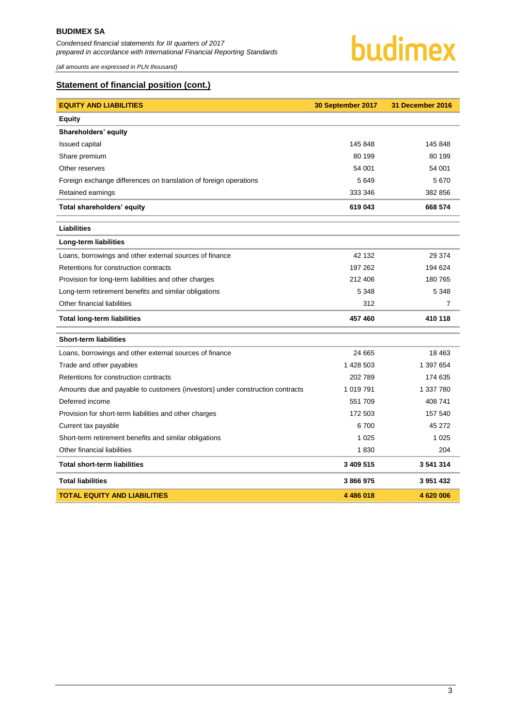## Statement of financial position (cont.)

| EQUITY AND LIABILITIES | 30 September 2017 | 31 December 2016 |
|---|---|---|
| **Equity** | | |
| **Shareholders' equity** | | |
| Issued capital | 145 848 | 145 848 |
| Share premium | 80 199 | 80 199 |
| Other reserves | 54 001 | 54 001 |
| Foreign exchange differences on translation of foreign operations | 5 649 | 5 670 |
| Retained earnings | 333 346 | 382 856 |
| **Total shareholders' equity** | **619 043** | **668 574** |
| **Liabilities** | | |
| **Long-term liabilities** | | |
| Loans, borrowings and other external sources of finance | 42 132 | 29 374 |
| Retentions for construction contracts | 197 262 | 194 624 |
| Provision for long-term liabilities and other charges | 212 406 | 180 765 |
| Long-term retirement benefits and similar obligations | 5 348 | 5 348 |
| Other financial liabilities | 312 | 7 |
| **Total long-term liabilities** | **457 460** | **410 118** |
| **Short-term liabilities** | | |
| Loans, borrowings and other external sources of finance | 24 665 | 18 463 |
| Trade and other payables | 1 428 503 | 1 397 654 |
| Retentions for construction contracts | 202 789 | 174 635 |
| Amounts due and payable to customers (investors) under construction contracts | 1 019 791 | 1 337 780 |
| Deferred income | 551 709 | 408 741 |
| Provision for short-term liabilities and other charges | 172 503 | 157 540 |
| Current tax payable | 6 700 | 45 272 |
| Short-term retirement benefits and similar obligations | 1 025 | 1 025 |
| Other financial liabilities | 1 830 | 204 |
| **Total short-term liabilities** | **3 409 515** | **3 541 314** |
| **Total liabilities** | **3 866 975** | **3 951 432** |
| **TOTAL EQUITY AND LIABILITIES** | **4 486 018** | **4 620 006** |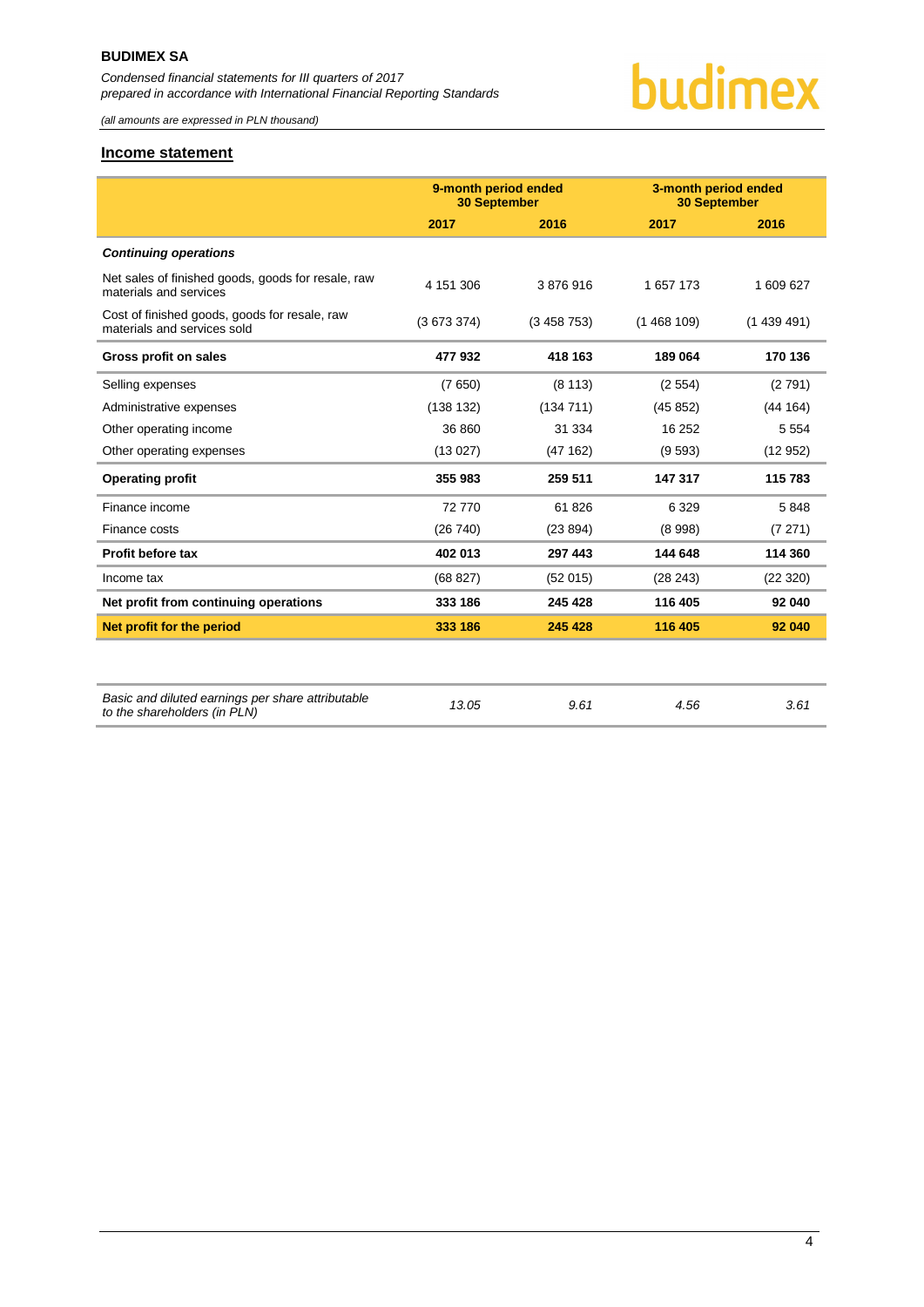## Income statement

| | 9-month period ended 30 September | | 3-month period ended 30 September | |
|---|---|---|---|---|
| | **2017** | **2016** | **2017** | **2016** |
| ***Continuing operations*** | | | | |
| Net sales of finished goods, goods for resale, raw materials and services | 4 151 306 | 3 876 916 | 1 657 173 | 1 609 627 |
| Cost of finished goods, goods for resale, raw materials and services sold | (3 673 374) | (3 458 753) | (1 468 109) | (1 439 491) |
| **Gross profit on sales** | **477 932** | **418 163** | **189 064** | **170 136** |
| Selling expenses | (7 650) | (8 113) | (2 554) | (2 791) |
| Administrative expenses | (138 132) | (134 711) | (45 852) | (44 164) |
| Other operating income | 36 860 | 31 334 | 16 252 | 5 554 |
| Other operating expenses | (13 027) | (47 162) | (9 593) | (12 952) |
| **Operating profit** | **355 983** | **259 511** | **147 317** | **115 783** |
| Finance income | 72 770 | 61 826 | 6 329 | 5 848 |
| Finance costs | (26 740) | (23 894) | (8 998) | (7 271) |
| **Profit before tax** | **402 013** | **297 443** | **144 648** | **114 360** |
| Income tax | (68 827) | (52 015) | (28 243) | (22 320) |
| **Net profit from continuing operations** | **333 186** | **245 428** | **116 405** | **92 040** |
| **Net profit for the period** | **333 186** | **245 428** | **116 405** | **92 040** |

| | | | | |
|---|---|---|---|---|
| *Basic and diluted earnings per share attributable to the shareholders (in PLN)* | *13.05* | *9.61* | *4.56* | *3.61* |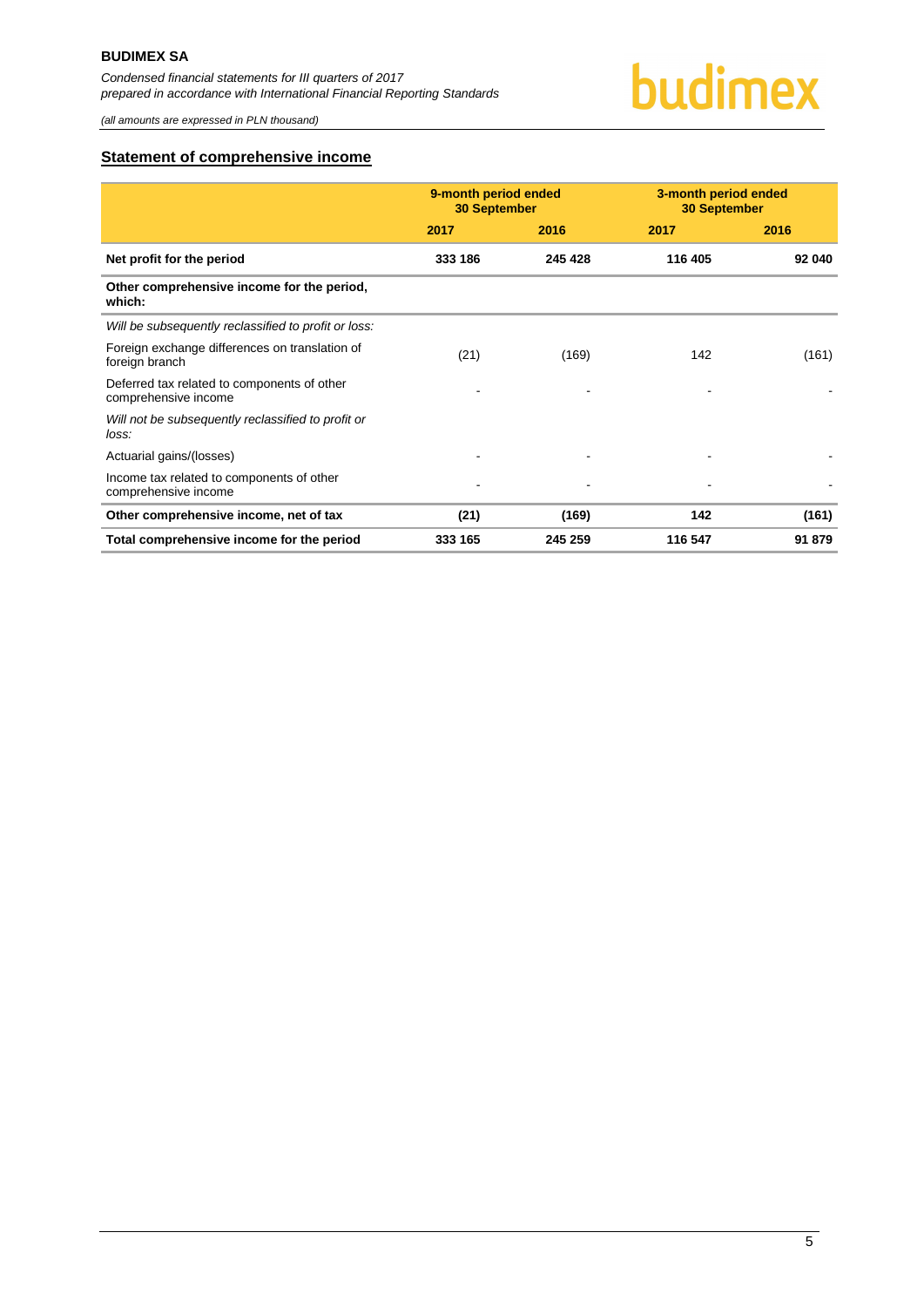## Statement of comprehensive income

| | 9-month period ended 30 September | | 3-month period ended 30 September | |
|---|---|---|---|---|
| | **2017** | **2016** | **2017** | **2016** |
| **Net profit for the period** | **333 186** | **245 428** | **116 405** | **92 040** |
| **Other comprehensive income for the period, which:** | | | | |
| *Will be subsequently reclassified to profit or loss:* | | | | |
| Foreign exchange differences on translation of foreign branch | (21) | (169) | 142 | (161) |
| Deferred tax related to components of other comprehensive income | - | - | - | - |
| *Will not be subsequently reclassified to profit or loss:* | | | | |
| Actuarial gains/(losses) | - | - | - | - |
| Income tax related to components of other comprehensive income | - | - | - | - |
| **Other comprehensive income, net of tax** | **(21)** | **(169)** | **142** | **(161)** |
| **Total comprehensive income for the period** | **333 165** | **245 259** | **116 547** | **91 879** |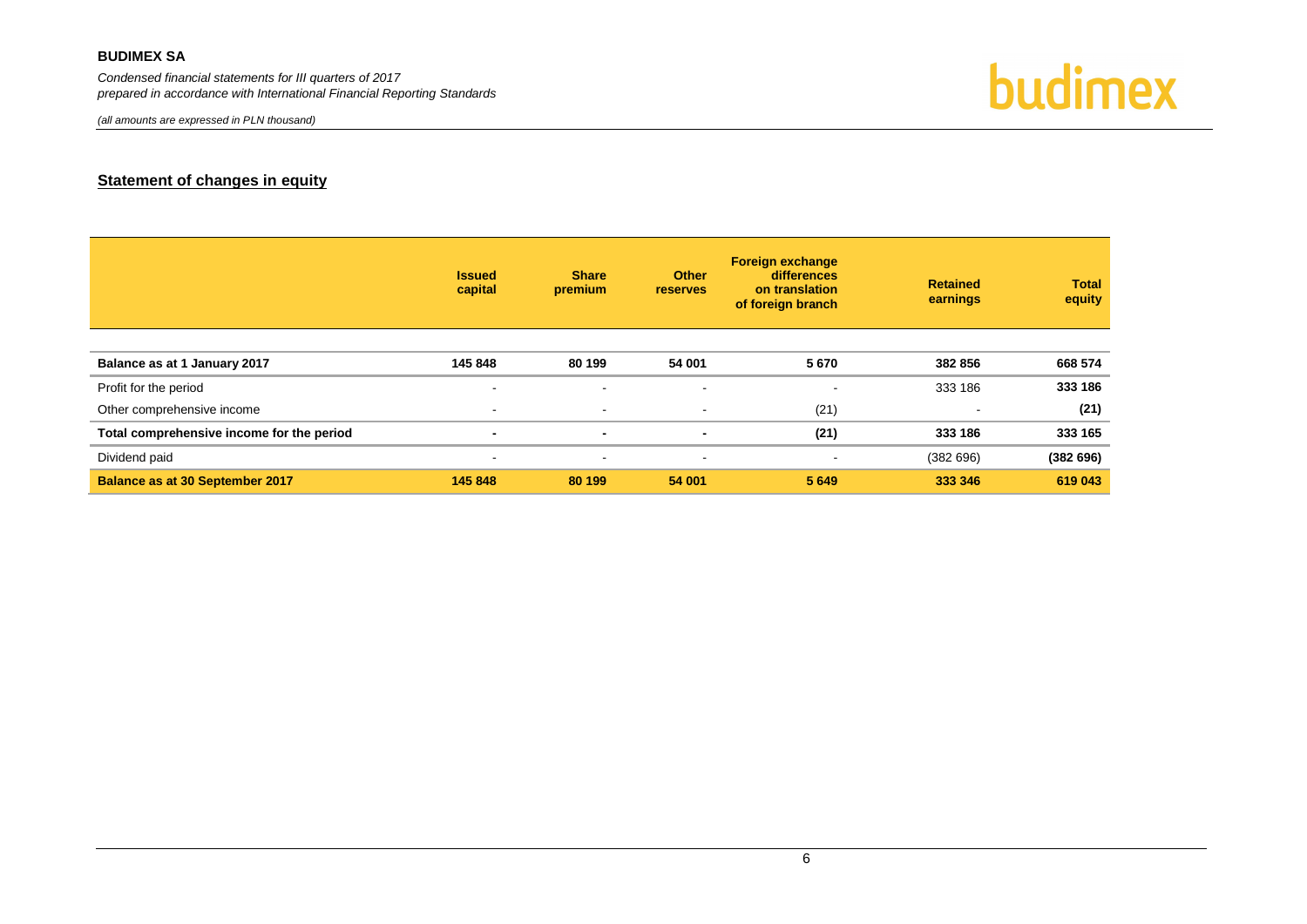## Statement of changes in equity

| | Issued capital | Share premium | Other reserves | Foreign exchange differences on translation of foreign branch | Retained earnings | Total equity |
|---|---|---|---|---|---|---|
| **Balance as at 1 January 2017** | **145 848** | **80 199** | **54 001** | **5 670** | **382 856** | **668 574** |
| Profit for the period | - | - | - | - | 333 186 | **333 186** |
| Other comprehensive income | - | - | - | (21) | - | **(21)** |
| **Total comprehensive income for the period** | **-** | **-** | **-** | **(21)** | **333 186** | **333 165** |
| Dividend paid | - | - | - | - | (382 696) | **(382 696)** |
| **Balance as at 30 September 2017** | **145 848** | **80 199** | **54 001** | **5 649** | **333 346** | **619 043** |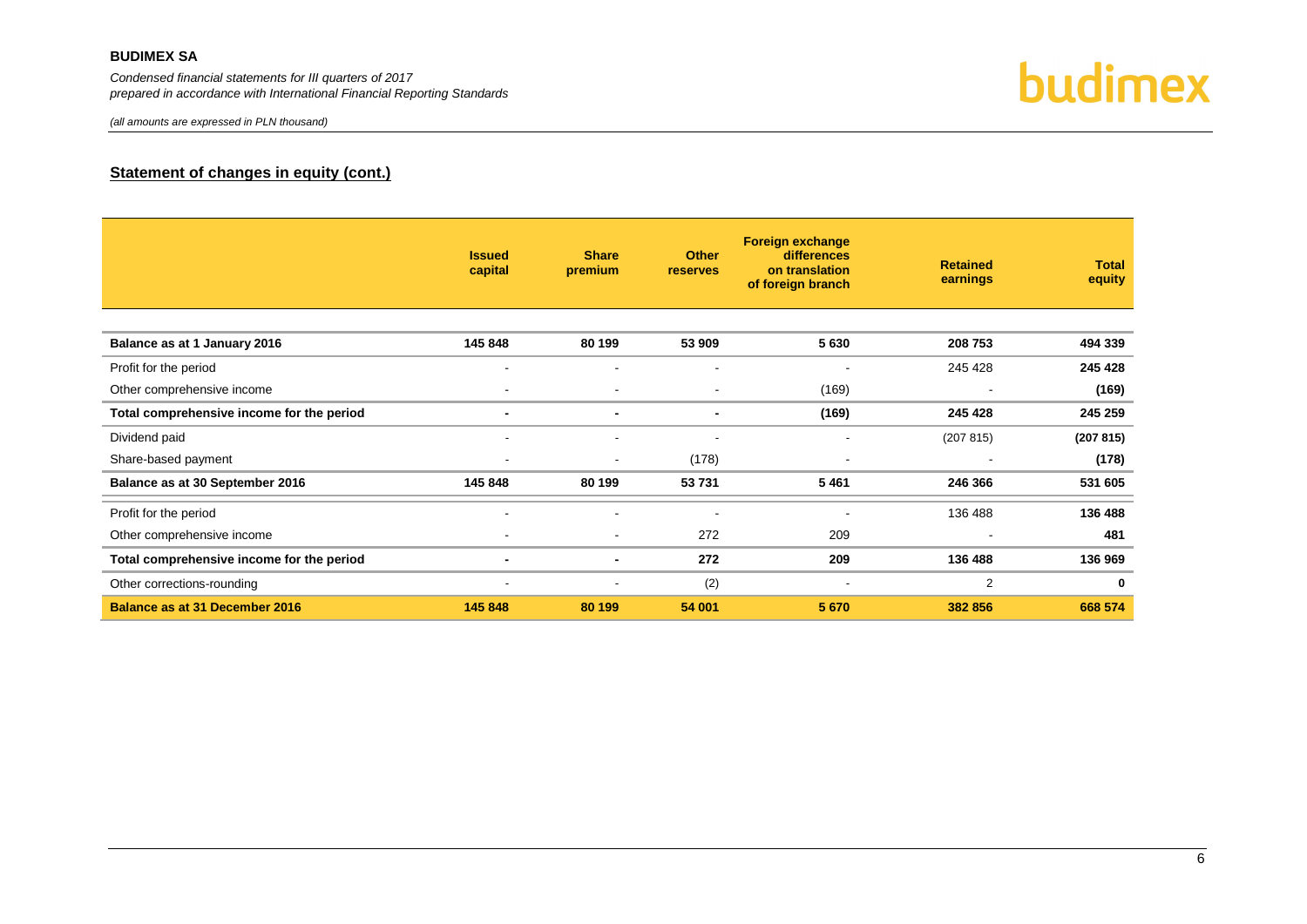## Statement of changes in equity (cont.)

| | Issued capital | Share premium | Other reserves | Foreign exchange differences on translation of foreign branch | Retained earnings | Total equity |
|---|---|---|---|---|---|---|
| **Balance as at 1 January 2016** | **145 848** | **80 199** | **53 909** | **5 630** | **208 753** | **494 339** |
| Profit for the period | - | - | - | - | 245 428 | **245 428** |
| Other comprehensive income | - | - | - | (169) | - | **(169)** |
| **Total comprehensive income for the period** | **-** | **-** | **-** | **(169)** | **245 428** | **245 259** |
| Dividend paid | - | - | - | - | (207 815) | **(207 815)** |
| Share-based payment | - | - | (178) | - | - | **(178)** |
| **Balance as at 30 September 2016** | **145 848** | **80 199** | **53 731** | **5 461** | **246 366** | **531 605** |
| Profit for the period | - | - | - | - | 136 488 | **136 488** |
| Other comprehensive income | - | - | 272 | 209 | - | **481** |
| **Total comprehensive income for the period** | **-** | **-** | **272** | **209** | **136 488** | **136 969** |
| Other corrections-rounding | - | - | (2) | - | 2 | **0** |
| **Balance as at 31 December 2016** | **145 848** | **80 199** | **54 001** | **5 670** | **382 856** | **668 574** |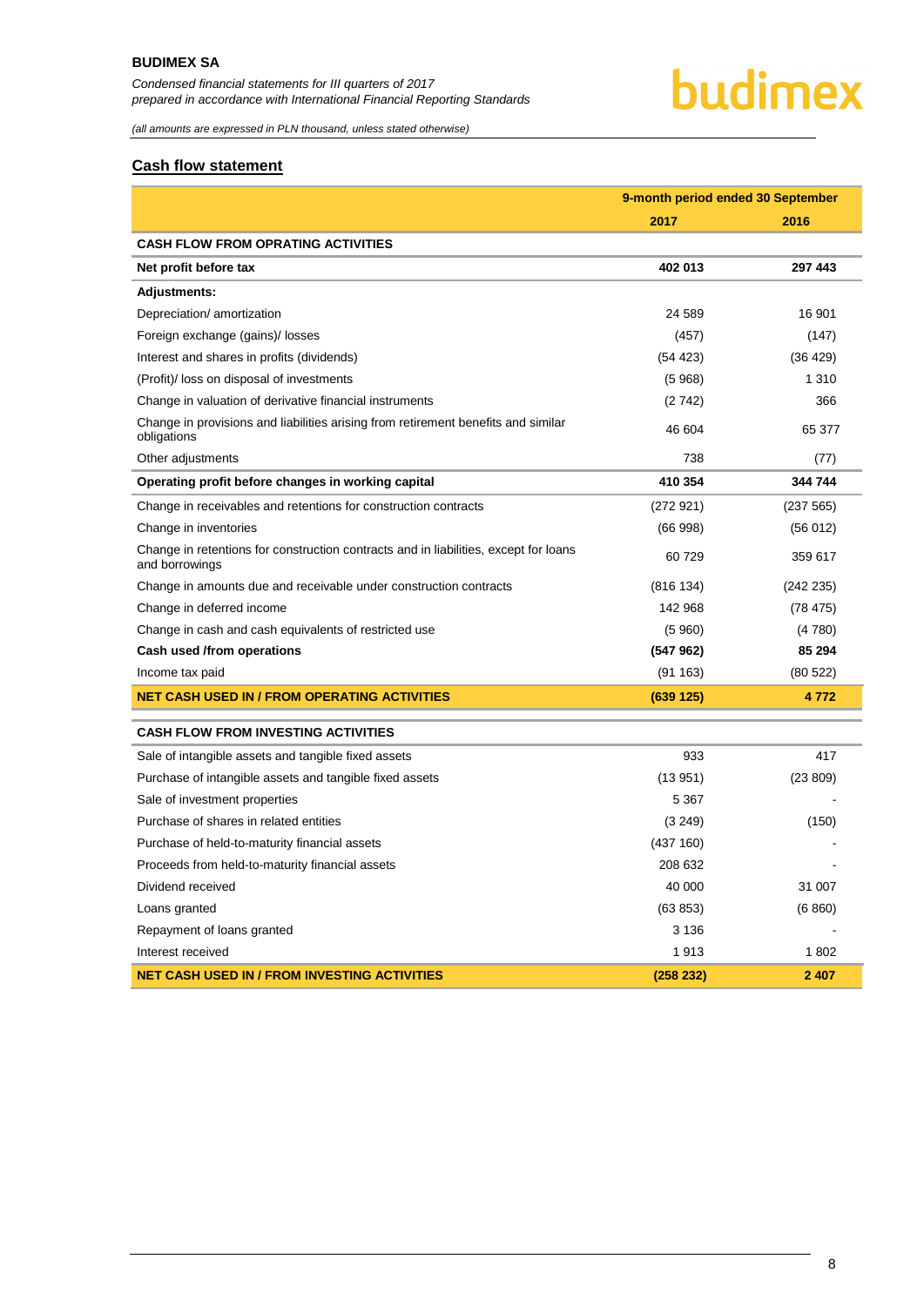## Cash flow statement

| | 9-month period ended 30 September | |
|---|---|---|
| | **2017** | **2016** |
| **CASH FLOW FROM OPRATING ACTIVITIES** | | |
| **Net profit before tax** | **402 013** | **297 443** |
| **Adjustments:** | | |
| Depreciation/ amortization | 24 589 | 16 901 |
| Foreign exchange (gains)/ losses | (457) | (147) |
| Interest and shares in profits (dividends) | (54 423) | (36 429) |
| (Profit)/ loss on disposal of investments | (5 968) | 1 310 |
| Change in valuation of derivative financial instruments | (2 742) | 366 |
| Change in provisions and liabilities arising from retirement benefits and similar obligations | 46 604 | 65 377 |
| Other adjustments | 738 | (77) |
| **Operating profit before changes in working capital** | **410 354** | **344 744** |
| Change in receivables and retentions for construction contracts | (272 921) | (237 565) |
| Change in inventories | (66 998) | (56 012) |
| Change in retentions for construction contracts and in liabilities, except for loans and borrowings | 60 729 | 359 617 |
| Change in amounts due and receivable under construction contracts | (816 134) | (242 235) |
| Change in deferred income | 142 968 | (78 475) |
| Change in cash and cash equivalents of restricted use | (5 960) | (4 780) |
| **Cash used /from operations** | **(547 962)** | **85 294** |
| Income tax paid | (91 163) | (80 522) |
| **NET CASH USED IN / FROM OPERATING ACTIVITIES** | **(639 125)** | **4 772** |
| **CASH FLOW FROM INVESTING ACTIVITIES** | | |
| Sale of intangible assets and tangible fixed assets | 933 | 417 |
| Purchase of intangible assets and tangible fixed assets | (13 951) | (23 809) |
| Sale of investment properties | 5 367 | - |
| Purchase of shares in related entities | (3 249) | (150) |
| Purchase of held-to-maturity financial assets | (437 160) | - |
| Proceeds from held-to-maturity financial assets | 208 632 | - |
| Dividend received | 40 000 | 31 007 |
| Loans granted | (63 853) | (6 860) |
| Repayment of loans granted | 3 136 | - |
| Interest received | 1 913 | 1 802 |
| **NET CASH USED IN / FROM INVESTING ACTIVITIES** | **(258 232)** | **2 407** |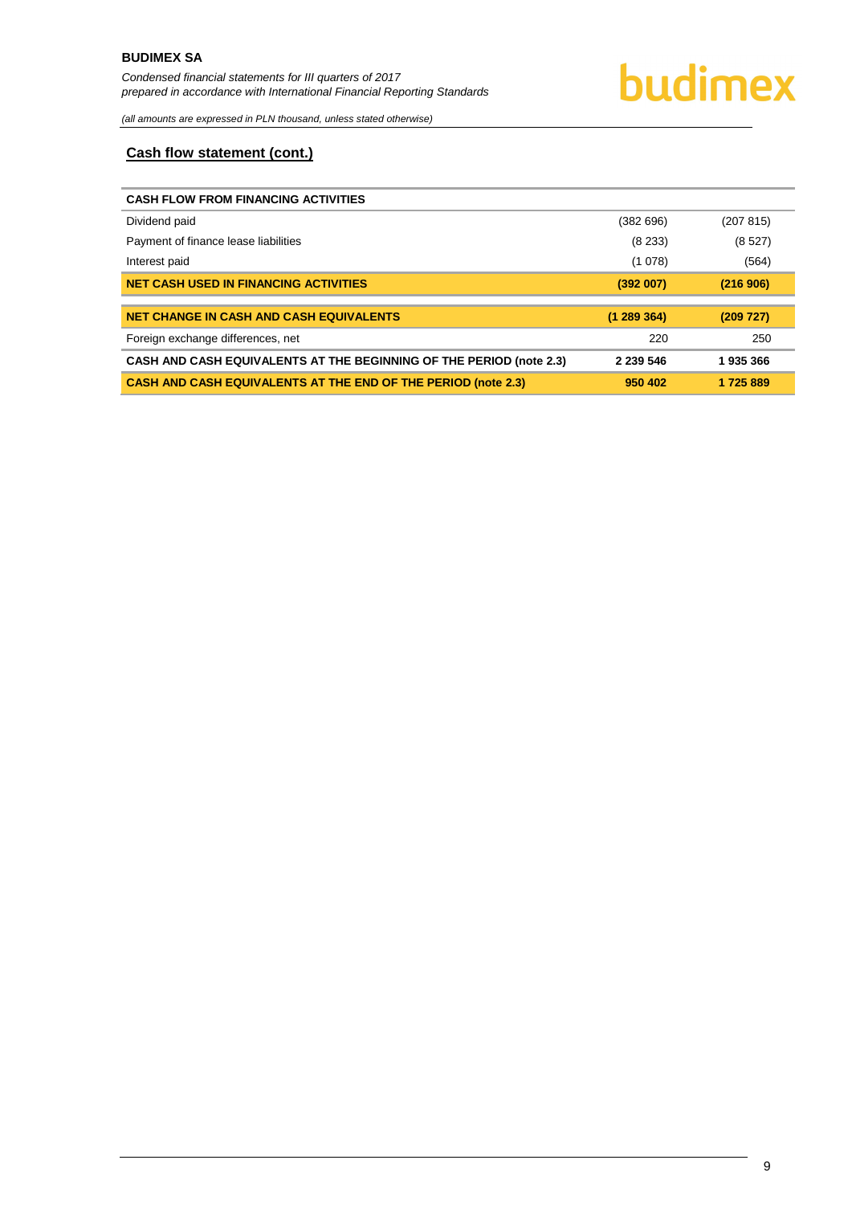## Cash flow statement (cont.)

| CASH FLOW FROM FINANCING ACTIVITIES | | |
|---|---|---|
| Dividend paid | (382 696) | (207 815) |
| Payment of finance lease liabilities | (8 233) | (8 527) |
| Interest paid | (1 078) | (564) |
| **NET CASH USED IN FINANCING ACTIVITIES** | **(392 007)** | **(216 906)** |
| **NET CHANGE IN CASH AND CASH EQUIVALENTS** | **(1 289 364)** | **(209 727)** |
| Foreign exchange differences, net | 220 | 250 |
| **CASH AND CASH EQUIVALENTS AT THE BEGINNING OF THE PERIOD (note 2.3)** | **2 239 546** | **1 935 366** |
| **CASH AND CASH EQUIVALENTS AT THE END OF THE PERIOD (note 2.3)** | **950 402** | **1 725 889** |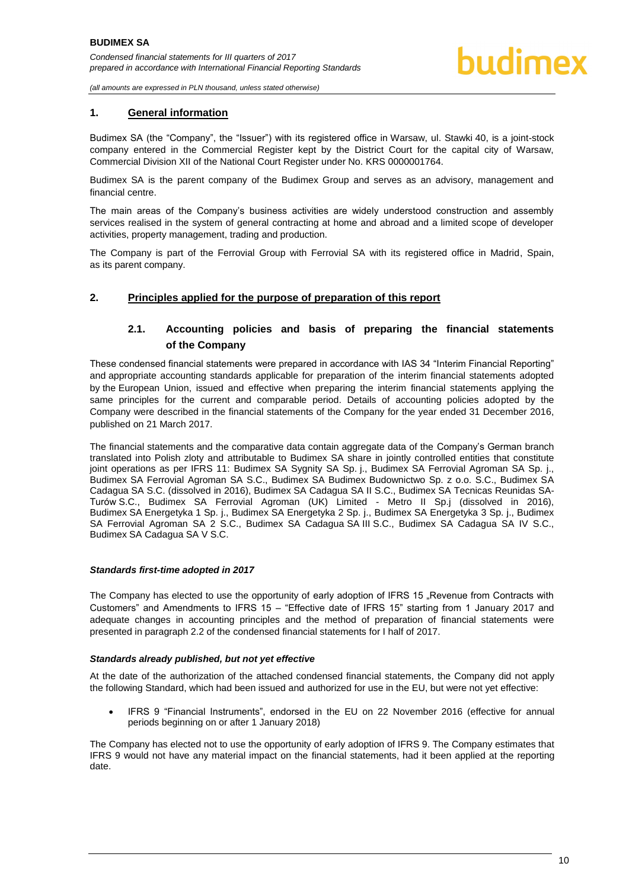## 1. General information

Budimex SA (the "Company", the "Issuer") with its registered office in Warsaw, ul. Stawki 40, is a joint-stock company entered in the Commercial Register kept by the District Court for the capital city of Warsaw, Commercial Division XII of the National Court Register under No. KRS 0000001764.

Budimex SA is the parent company of the Budimex Group and serves as an advisory, management and financial centre.

The main areas of the Company's business activities are widely understood construction and assembly services realised in the system of general contracting at home and abroad and a limited scope of developer activities, property management, trading and production.

The Company is part of the Ferrovial Group with Ferrovial SA with its registered office in Madrid, Spain, as its parent company.

## 2. Principles applied for the purpose of preparation of this report

### 2.1. Accounting policies and basis of preparing the financial statements of the Company

These condensed financial statements were prepared in accordance with IAS 34 "Interim Financial Reporting" and appropriate accounting standards applicable for preparation of the interim financial statements adopted by the European Union, issued and effective when preparing the interim financial statements applying the same principles for the current and comparable period. Details of accounting policies adopted by the Company were described in the financial statements of the Company for the year ended 31 December 2016, published on 21 March 2017.

The financial statements and the comparative data contain aggregate data of the Company's German branch translated into Polish zloty and attributable to Budimex SA share in jointly controlled entities that constitute joint operations as per IFRS 11: Budimex SA Sygnity SA Sp. j., Budimex SA Ferrovial Agroman SA Sp. j., Budimex SA Ferrovial Agroman SA S.C., Budimex SA Budimex Budownictwo Sp. z o.o. S.C., Budimex SA Cadagua SA S.C. (dissolved in 2016), Budimex SA Cadagua SA II S.C., Budimex SA Tecnicas Reunidas SA-Turów S.C., Budimex SA Ferrovial Agroman (UK) Limited - Metro II Sp.j (dissolved in 2016), Budimex SA Energetyka 1 Sp. j., Budimex SA Energetyka 2 Sp. j., Budimex SA Energetyka 3 Sp. j., Budimex SA Ferrovial Agroman SA 2 S.C., Budimex SA Cadagua SA III S.C., Budimex SA Cadagua SA IV S.C., Budimex SA Cadagua SA V S.C.

***Standards first-time adopted in 2017***

The Company has elected to use the opportunity of early adoption of IFRS 15 „Revenue from Contracts with Customers" and Amendments to IFRS 15 – "Effective date of IFRS 15" starting from 1 January 2017 and adequate changes in accounting principles and the method of preparation of financial statements were presented in paragraph 2.2 of the condensed financial statements for I half of 2017.

***Standards already published, but not yet effective***

At the date of the authorization of the attached condensed financial statements, the Company did not apply the following Standard, which had been issued and authorized for use in the EU, but were not yet effective:

- IFRS 9 "Financial Instruments", endorsed in the EU on 22 November 2016 (effective for annual periods beginning on or after 1 January 2018)

The Company has elected not to use the opportunity of early adoption of IFRS 9. The Company estimates that IFRS 9 would not have any material impact on the financial statements, had it been applied at the reporting date.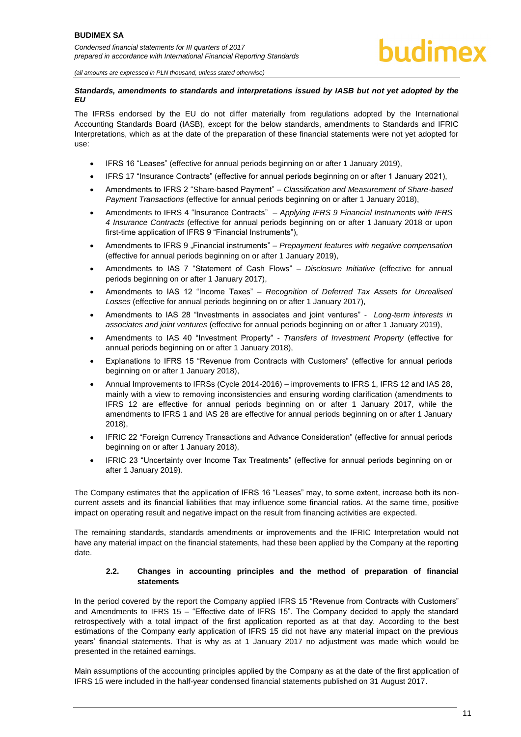***Standards, amendments to standards and interpretations issued by IASB but not yet adopted by the EU***

The IFRSs endorsed by the EU do not differ materially from regulations adopted by the International Accounting Standards Board (IASB), except for the below standards, amendments to Standards and IFRIC Interpretations, which as at the date of the preparation of these financial statements were not yet adopted for use:

- IFRS 16 "Leases" (effective for annual periods beginning on or after 1 January 2019),
- IFRS 17 "Insurance Contracts" (effective for annual periods beginning on or after 1 January 2021),
- Amendments to IFRS 2 "Share-based Payment" – *Classification and Measurement of Share-based Payment Transactions* (effective for annual periods beginning on or after 1 January 2018),
- Amendments to IFRS 4 "Insurance Contracts" – *Applying IFRS 9 Financial Instruments with IFRS 4 Insurance Contracts* (effective for annual periods beginning on or after 1 January 2018 or upon first-time application of IFRS 9 "Financial Instruments"),
- Amendments to IFRS 9 „Financial instruments" – *Prepayment features with negative compensation* (effective for annual periods beginning on or after 1 January 2019),
- Amendments to IAS 7 "Statement of Cash Flows" – *Disclosure Initiative* (effective for annual periods beginning on or after 1 January 2017),
- Amendments to IAS 12 "Income Taxes" – *Recognition of Deferred Tax Assets for Unrealised Losses* (effective for annual periods beginning on or after 1 January 2017),
- Amendments to IAS 28 "Investments in associates and joint ventures" - *Long-term interests in associates and joint ventures* (effective for annual periods beginning on or after 1 January 2019),
- Amendments to IAS 40 "Investment Property" - *Transfers of Investment Property* (effective for annual periods beginning on or after 1 January 2018),
- Explanations to IFRS 15 "Revenue from Contracts with Customers" (effective for annual periods beginning on or after 1 January 2018),
- Annual Improvements to IFRSs (Cycle 2014-2016) – improvements to IFRS 1, IFRS 12 and IAS 28, mainly with a view to removing inconsistencies and ensuring wording clarification (amendments to IFRS 12 are effective for annual periods beginning on or after 1 January 2017, while the amendments to IFRS 1 and IAS 28 are effective for annual periods beginning on or after 1 January 2018),
- IFRIC 22 "Foreign Currency Transactions and Advance Consideration" (effective for annual periods beginning on or after 1 January 2018),
- IFRIC 23 "Uncertainty over Income Tax Treatments" (effective for annual periods beginning on or after 1 January 2019).

The Company estimates that the application of IFRS 16 "Leases" may, to some extent, increase both its non-current assets and its financial liabilities that may influence some financial ratios. At the same time, positive impact on operating result and negative impact on the result from financing activities are expected.

The remaining standards, standards amendments or improvements and the IFRIC Interpretation would not have any material impact on the financial statements, had these been applied by the Company at the reporting date.

### 2.2. Changes in accounting principles and the method of preparation of financial statements

In the period covered by the report the Company applied IFRS 15 "Revenue from Contracts with Customers" and Amendments to IFRS 15 – "Effective date of IFRS 15". The Company decided to apply the standard retrospectively with a total impact of the first application reported as at that day. According to the best estimations of the Company early application of IFRS 15 did not have any material impact on the previous years' financial statements. That is why as at 1 January 2017 no adjustment was made which would be presented in the retained earnings.

Main assumptions of the accounting principles applied by the Company as at the date of the first application of IFRS 15 were included in the half-year condensed financial statements published on 31 August 2017.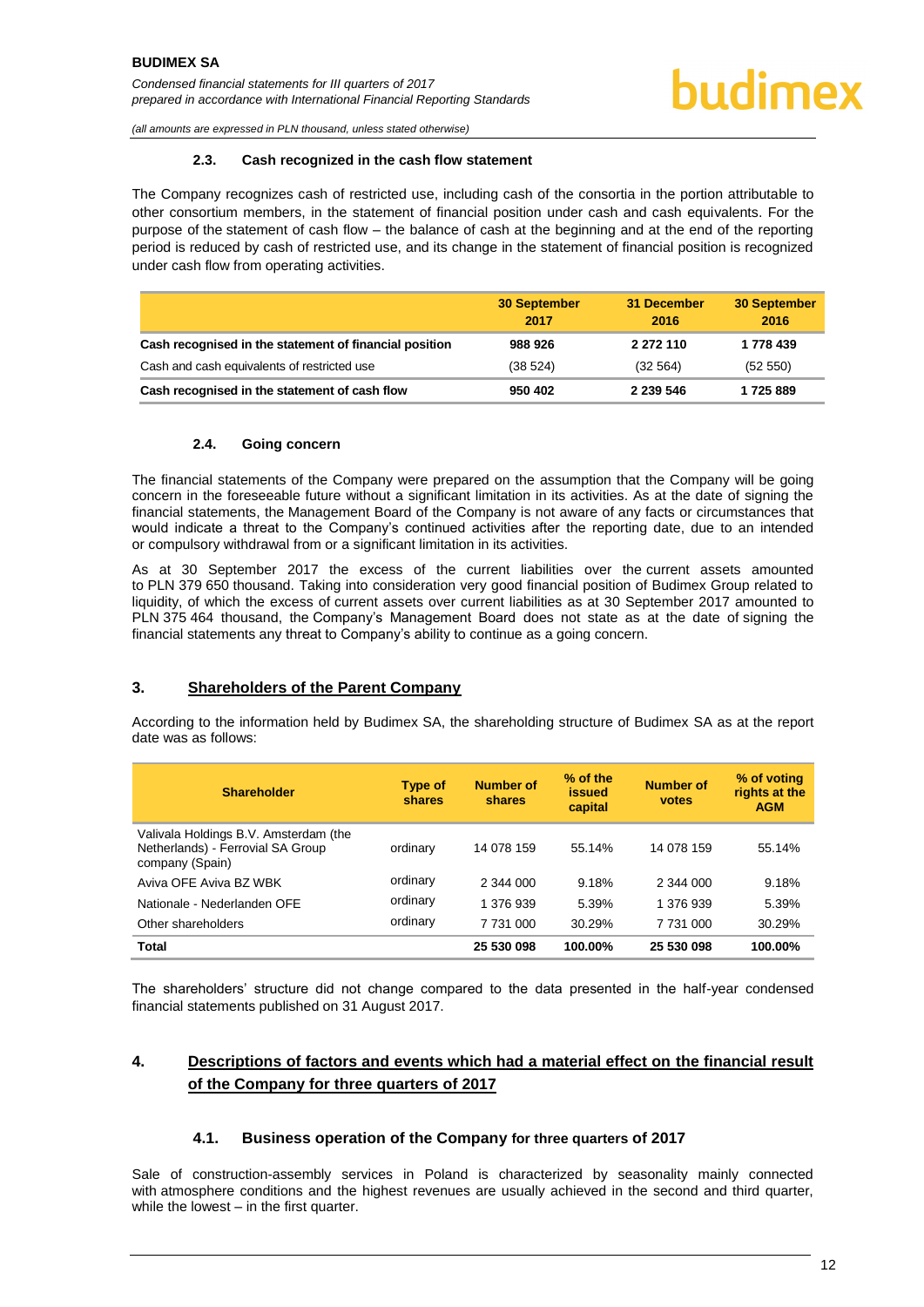### 2.3. Cash recognized in the cash flow statement

The Company recognizes cash of restricted use, including cash of the consortia in the portion attributable to other consortium members, in the statement of financial position under cash and cash equivalents. For the purpose of the statement of cash flow – the balance of cash at the beginning and at the end of the reporting period is reduced by cash of restricted use, and its change in the statement of financial position is recognized under cash flow from operating activities.

| | 30 September 2017 | 31 December 2016 | 30 September 2016 |
|---|---|---|---|
| **Cash recognised in the statement of financial position** | **988 926** | **2 272 110** | **1 778 439** |
| Cash and cash equivalents of restricted use | (38 524) | (32 564) | (52 550) |
| **Cash recognised in the statement of cash flow** | **950 402** | **2 239 546** | **1 725 889** |

### 2.4. Going concern

The financial statements of the Company were prepared on the assumption that the Company will be going concern in the foreseeable future without a significant limitation in its activities. As at the date of signing the financial statements, the Management Board of the Company is not aware of any facts or circumstances that would indicate a threat to the Company's continued activities after the reporting date, due to an intended or compulsory withdrawal from or a significant limitation in its activities.

As at 30 September 2017 the excess of the current liabilities over the current assets amounted to PLN 379 650 thousand. Taking into consideration very good financial position of Budimex Group related to liquidity, of which the excess of current assets over current liabilities as at 30 September 2017 amounted to PLN 375 464 thousand, the Company's Management Board does not state as at the date of signing the financial statements any threat to Company's ability to continue as a going concern.

## 3. Shareholders of the Parent Company

According to the information held by Budimex SA, the shareholding structure of Budimex SA as at the report date was as follows:

| Shareholder | Type of shares | Number of shares | % of the issued capital | Number of votes | % of voting rights at the AGM |
|---|---|---|---|---|---|
| Valivala Holdings B.V. Amsterdam (the Netherlands) - Ferrovial SA Group company (Spain) | ordinary | 14 078 159 | 55.14% | 14 078 159 | 55.14% |
| Aviva OFE Aviva BZ WBK | ordinary | 2 344 000 | 9.18% | 2 344 000 | 9.18% |
| Nationale - Nederlanden OFE | ordinary | 1 376 939 | 5.39% | 1 376 939 | 5.39% |
| Other shareholders | ordinary | 7 731 000 | 30.29% | 7 731 000 | 30.29% |
| **Total** | | **25 530 098** | **100.00%** | **25 530 098** | **100.00%** |

The shareholders' structure did not change compared to the data presented in the half-year condensed financial statements published on 31 August 2017.

## 4. Descriptions of factors and events which had a material effect on the financial result of the Company for three quarters of 2017

### 4.1. Business operation of the Company for three quarters of 2017

Sale of construction-assembly services in Poland is characterized by seasonality mainly connected with atmosphere conditions and the highest revenues are usually achieved in the second and third quarter, while the lowest – in the first quarter.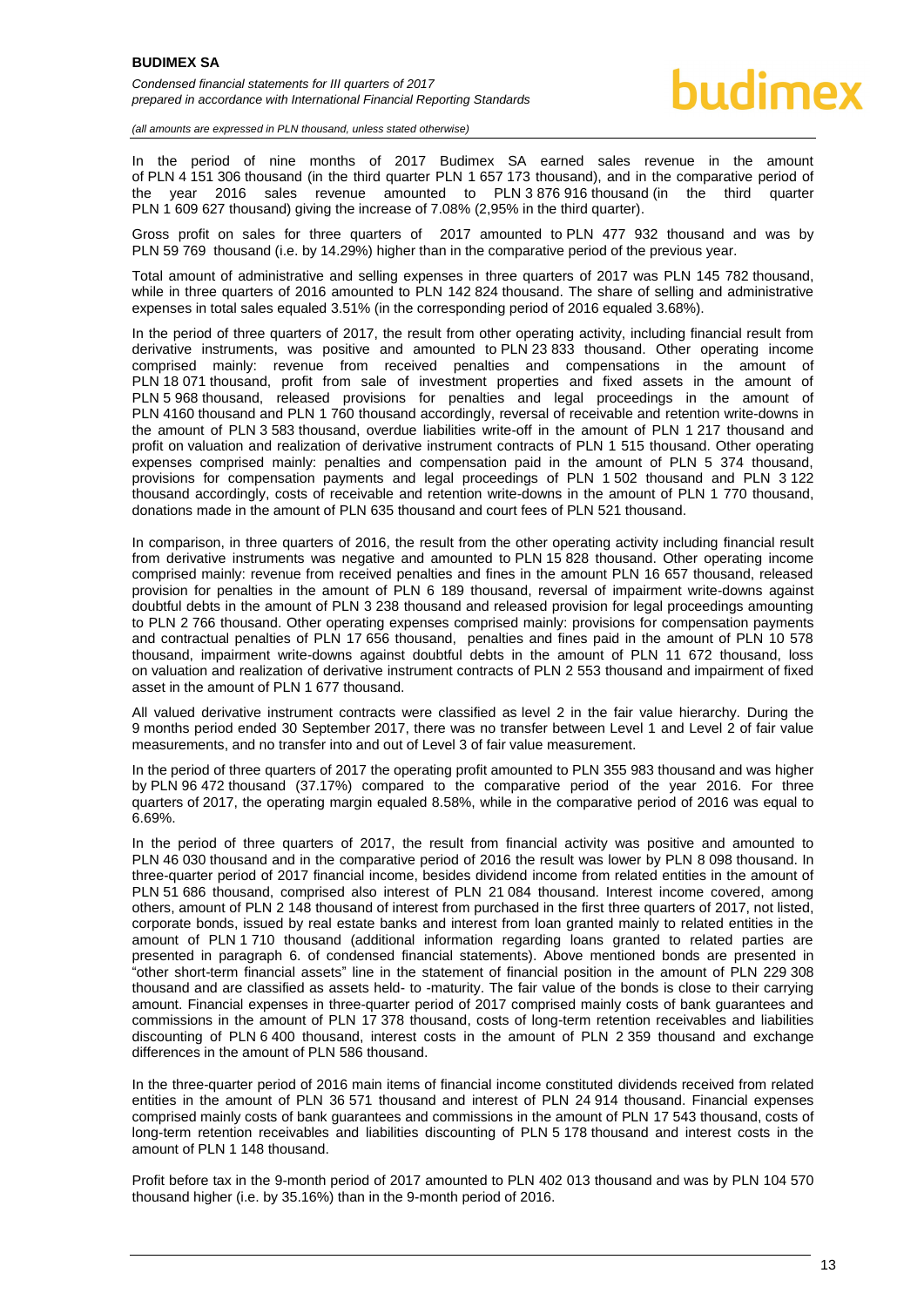In the period of nine months of 2017 Budimex SA earned sales revenue in the amount of PLN 4 151 306 thousand (in the third quarter PLN 1 657 173 thousand), and in the comparative period of the year 2016 sales revenue amounted to PLN 3 876 916 thousand (in the third quarter PLN 1 609 627 thousand) giving the increase of 7.08% (2,95% in the third quarter).

Gross profit on sales for three quarters of 2017 amounted to PLN 477 932 thousand and was by PLN 59 769 thousand (i.e. by 14.29%) higher than in the comparative period of the previous year.

Total amount of administrative and selling expenses in three quarters of 2017 was PLN 145 782 thousand, while in three quarters of 2016 amounted to PLN 142 824 thousand. The share of selling and administrative expenses in total sales equaled 3.51% (in the corresponding period of 2016 equaled 3.68%).

In the period of three quarters of 2017, the result from other operating activity, including financial result from derivative instruments, was positive and amounted to PLN 23 833 thousand. Other operating income comprised mainly: revenue from received penalties and compensations in the amount of PLN 18 071 thousand, profit from sale of investment properties and fixed assets in the amount of PLN 5 968 thousand, released provisions for penalties and legal proceedings in the amount of PLN 4160 thousand and PLN 1 760 thousand accordingly, reversal of receivable and retention write-downs in the amount of PLN 3 583 thousand, overdue liabilities write-off in the amount of PLN 1 217 thousand and profit on valuation and realization of derivative instrument contracts of PLN 1 515 thousand. Other operating expenses comprised mainly: penalties and compensation paid in the amount of PLN 5 374 thousand, provisions for compensation payments and legal proceedings of PLN 1 502 thousand and PLN 3 122 thousand accordingly, costs of receivable and retention write-downs in the amount of PLN 1 770 thousand, donations made in the amount of PLN 635 thousand and court fees of PLN 521 thousand.

In comparison, in three quarters of 2016, the result from the other operating activity including financial result from derivative instruments was negative and amounted to PLN 15 828 thousand. Other operating income comprised mainly: revenue from received penalties and fines in the amount PLN 16 657 thousand, released provision for penalties in the amount of PLN 6 189 thousand, reversal of impairment write-downs against doubtful debts in the amount of PLN 3 238 thousand and released provision for legal proceedings amounting to PLN 2 766 thousand. Other operating expenses comprised mainly: provisions for compensation payments and contractual penalties of PLN 17 656 thousand, penalties and fines paid in the amount of PLN 10 578 thousand, impairment write-downs against doubtful debts in the amount of PLN 11 672 thousand, loss on valuation and realization of derivative instrument contracts of PLN 2 553 thousand and impairment of fixed asset in the amount of PLN 1 677 thousand.

All valued derivative instrument contracts were classified as level 2 in the fair value hierarchy. During the 9 months period ended 30 September 2017, there was no transfer between Level 1 and Level 2 of fair value measurements, and no transfer into and out of Level 3 of fair value measurement.

In the period of three quarters of 2017 the operating profit amounted to PLN 355 983 thousand and was higher by PLN 96 472 thousand (37.17%) compared to the comparative period of the year 2016. For three quarters of 2017, the operating margin equaled 8.58%, while in the comparative period of 2016 was equal to 6.69%.

In the period of three quarters of 2017, the result from financial activity was positive and amounted to PLN 46 030 thousand and in the comparative period of 2016 the result was lower by PLN 8 098 thousand. In three-quarter period of 2017 financial income, besides dividend income from related entities in the amount of PLN 51 686 thousand, comprised also interest of PLN 21 084 thousand. Interest income covered, among others, amount of PLN 2 148 thousand of interest from purchased in the first three quarters of 2017, not listed, corporate bonds, issued by real estate banks and interest from loan granted mainly to related entities in the amount of PLN 1 710 thousand (additional information regarding loans granted to related parties are presented in paragraph 6. of condensed financial statements). Above mentioned bonds are presented in "other short-term financial assets" line in the statement of financial position in the amount of PLN 229 308 thousand and are classified as assets held- to -maturity. The fair value of the bonds is close to their carrying amount. Financial expenses in three-quarter period of 2017 comprised mainly costs of bank guarantees and commissions in the amount of PLN 17 378 thousand, costs of long-term retention receivables and liabilities discounting of PLN 6 400 thousand, interest costs in the amount of PLN 2 359 thousand and exchange differences in the amount of PLN 586 thousand.

In the three-quarter period of 2016 main items of financial income constituted dividends received from related entities in the amount of PLN 36 571 thousand and interest of PLN 24 914 thousand. Financial expenses comprised mainly costs of bank guarantees and commissions in the amount of PLN 17 543 thousand, costs of long-term retention receivables and liabilities discounting of PLN 5 178 thousand and interest costs in the amount of PLN 1 148 thousand.

Profit before tax in the 9-month period of 2017 amounted to PLN 402 013 thousand and was by PLN 104 570 thousand higher (i.e. by 35.16%) than in the 9-month period of 2016.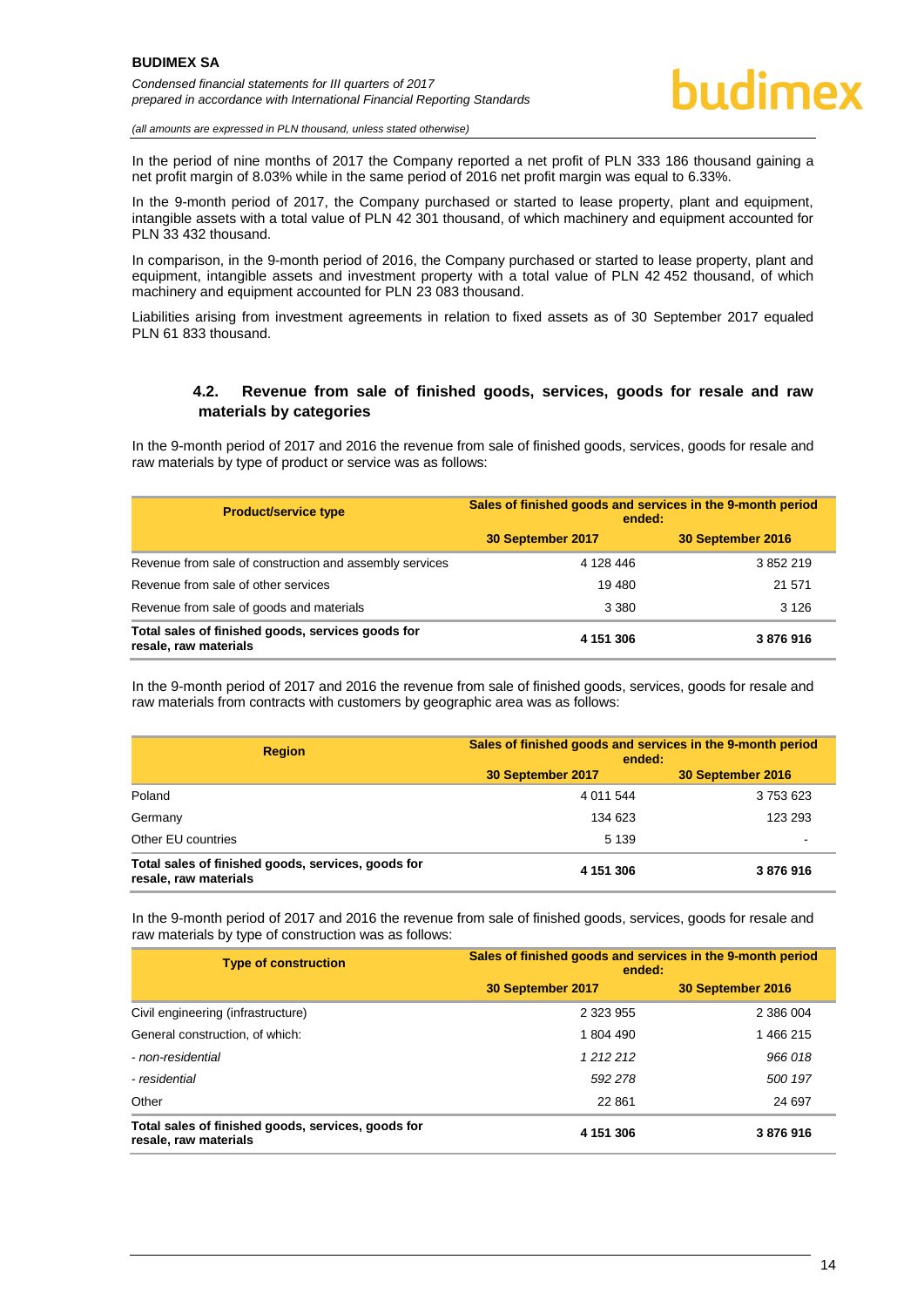In the period of nine months of 2017 the Company reported a net profit of PLN 333 186 thousand gaining a net profit margin of 8.03% while in the same period of 2016 net profit margin was equal to 6.33%.

In the 9-month period of 2017, the Company purchased or started to lease property, plant and equipment, intangible assets with a total value of PLN 42 301 thousand, of which machinery and equipment accounted for PLN 33 432 thousand.

In comparison, in the 9-month period of 2016, the Company purchased or started to lease property, plant and equipment, intangible assets and investment property with a total value of PLN 42 452 thousand, of which machinery and equipment accounted for PLN 23 083 thousand.

Liabilities arising from investment agreements in relation to fixed assets as of 30 September 2017 equaled PLN 61 833 thousand.

### 4.2. Revenue from sale of finished goods, services, goods for resale and raw materials by categories

In the 9-month period of 2017 and 2016 the revenue from sale of finished goods, services, goods for resale and raw materials by type of product or service was as follows:

| Product/service type | Sales of finished goods and services in the 9-month period ended: | |
|---|---|---|
| | 30 September 2017 | 30 September 2016 |
| Revenue from sale of construction and assembly services | 4 128 446 | 3 852 219 |
| Revenue from sale of other services | 19 480 | 21 571 |
| Revenue from sale of goods and materials | 3 380 | 3 126 |
| **Total sales of finished goods, services goods for resale, raw materials** | **4 151 306** | **3 876 916** |

In the 9-month period of 2017 and 2016 the revenue from sale of finished goods, services, goods for resale and raw materials from contracts with customers by geographic area was as follows:

| Region | Sales of finished goods and services in the 9-month period ended: | |
|---|---|---|
| | 30 September 2017 | 30 September 2016 |
| Poland | 4 011 544 | 3 753 623 |
| Germany | 134 623 | 123 293 |
| Other EU countries | 5 139 | - |
| **Total sales of finished goods, services, goods for resale, raw materials** | **4 151 306** | **3 876 916** |

In the 9-month period of 2017 and 2016 the revenue from sale of finished goods, services, goods for resale and raw materials by type of construction was as follows:

| Type of construction | Sales of finished goods and services in the 9-month period ended: | |
|---|---|---|
| | 30 September 2017 | 30 September 2016 |
| Civil engineering (infrastructure) | 2 323 955 | 2 386 004 |
| General construction, of which: | 1 804 490 | 1 466 215 |
| *- non-residential* | *1 212 212* | *966 018* |
| *- residential* | *592 278* | *500 197* |
| Other | 22 861 | 24 697 |
| **Total sales of finished goods, services, goods for resale, raw materials** | **4 151 306** | **3 876 916** |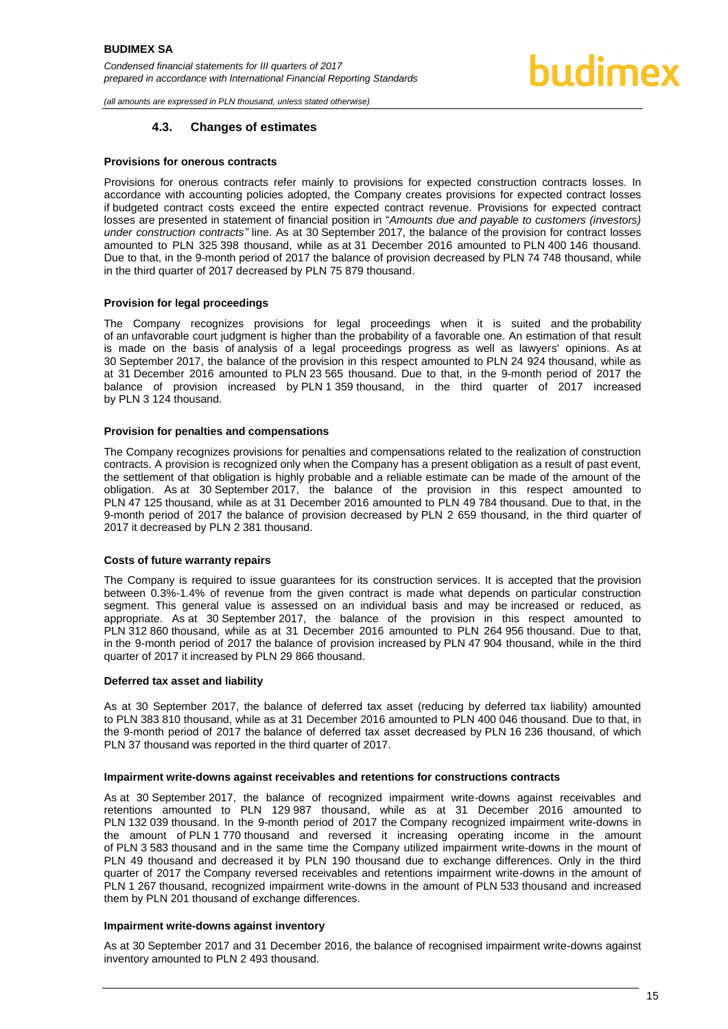### 4.3. Changes of estimates

**Provisions for onerous contracts**

Provisions for onerous contracts refer mainly to provisions for expected construction contracts losses. In accordance with accounting policies adopted, the Company creates provisions for expected contract losses if budgeted contract costs exceed the entire expected contract revenue. Provisions for expected contract losses are presented in statement of financial position in "*Amounts due and payable to customers (investors) under construction contracts"* line. As at 30 September 2017, the balance of the provision for contract losses amounted to PLN 325 398 thousand, while as at 31 December 2016 amounted to PLN 400 146 thousand. Due to that, in the 9-month period of 2017 the balance of provision decreased by PLN 74 748 thousand, while in the third quarter of 2017 decreased by PLN 75 879 thousand.

**Provision for legal proceedings**

The Company recognizes provisions for legal proceedings when it is suited and the probability of an unfavorable court judgment is higher than the probability of a favorable one. An estimation of that result is made on the basis of analysis of a legal proceedings progress as well as lawyers' opinions. As at 30 September 2017, the balance of the provision in this respect amounted to PLN 24 924 thousand, while as at 31 December 2016 amounted to PLN 23 565 thousand. Due to that, in the 9-month period of 2017 the balance of provision increased by PLN 1 359 thousand, in the third quarter of 2017 increased by PLN 3 124 thousand.

**Provision for penalties and compensations**

The Company recognizes provisions for penalties and compensations related to the realization of construction contracts. A provision is recognized only when the Company has a present obligation as a result of past event, the settlement of that obligation is highly probable and a reliable estimate can be made of the amount of the obligation. As at 30 September 2017, the balance of the provision in this respect amounted to PLN 47 125 thousand, while as at 31 December 2016 amounted to PLN 49 784 thousand. Due to that, in the 9-month period of 2017 the balance of provision decreased by PLN 2 659 thousand, in the third quarter of 2017 it decreased by PLN 2 381 thousand.

**Costs of future warranty repairs**

The Company is required to issue guarantees for its construction services. It is accepted that the provision between 0.3%-1.4% of revenue from the given contract is made what depends on particular construction segment. This general value is assessed on an individual basis and may be increased or reduced, as appropriate. As at 30 September 2017, the balance of the provision in this respect amounted to PLN 312 860 thousand, while as at 31 December 2016 amounted to PLN 264 956 thousand. Due to that, in the 9-month period of 2017 the balance of provision increased by PLN 47 904 thousand, while in the third quarter of 2017 it increased by PLN 29 866 thousand.

**Deferred tax asset and liability**

As at 30 September 2017, the balance of deferred tax asset (reducing by deferred tax liability) amounted to PLN 383 810 thousand, while as at 31 December 2016 amounted to PLN 400 046 thousand. Due to that, in the 9-month period of 2017 the balance of deferred tax asset decreased by PLN 16 236 thousand, of which PLN 37 thousand was reported in the third quarter of 2017.

**Impairment write-downs against receivables and retentions for constructions contracts**

As at 30 September 2017, the balance of recognized impairment write-downs against receivables and retentions amounted to PLN 129 987 thousand, while as at 31 December 2016 amounted to PLN 132 039 thousand. In the 9-month period of 2017 the Company recognized impairment write-downs in the amount of PLN 1 770 thousand and reversed it increasing operating income in the amount of PLN 3 583 thousand and in the same time the Company utilized impairment write-downs in the mount of PLN 49 thousand and decreased it by PLN 190 thousand due to exchange differences. Only in the third quarter of 2017 the Company reversed receivables and retentions impairment write-downs in the amount of PLN 1 267 thousand, recognized impairment write-downs in the amount of PLN 533 thousand and increased them by PLN 201 thousand of exchange differences.

**Impairment write-downs against inventory**

As at 30 September 2017 and 31 December 2016, the balance of recognised impairment write-downs against inventory amounted to PLN 2 493 thousand.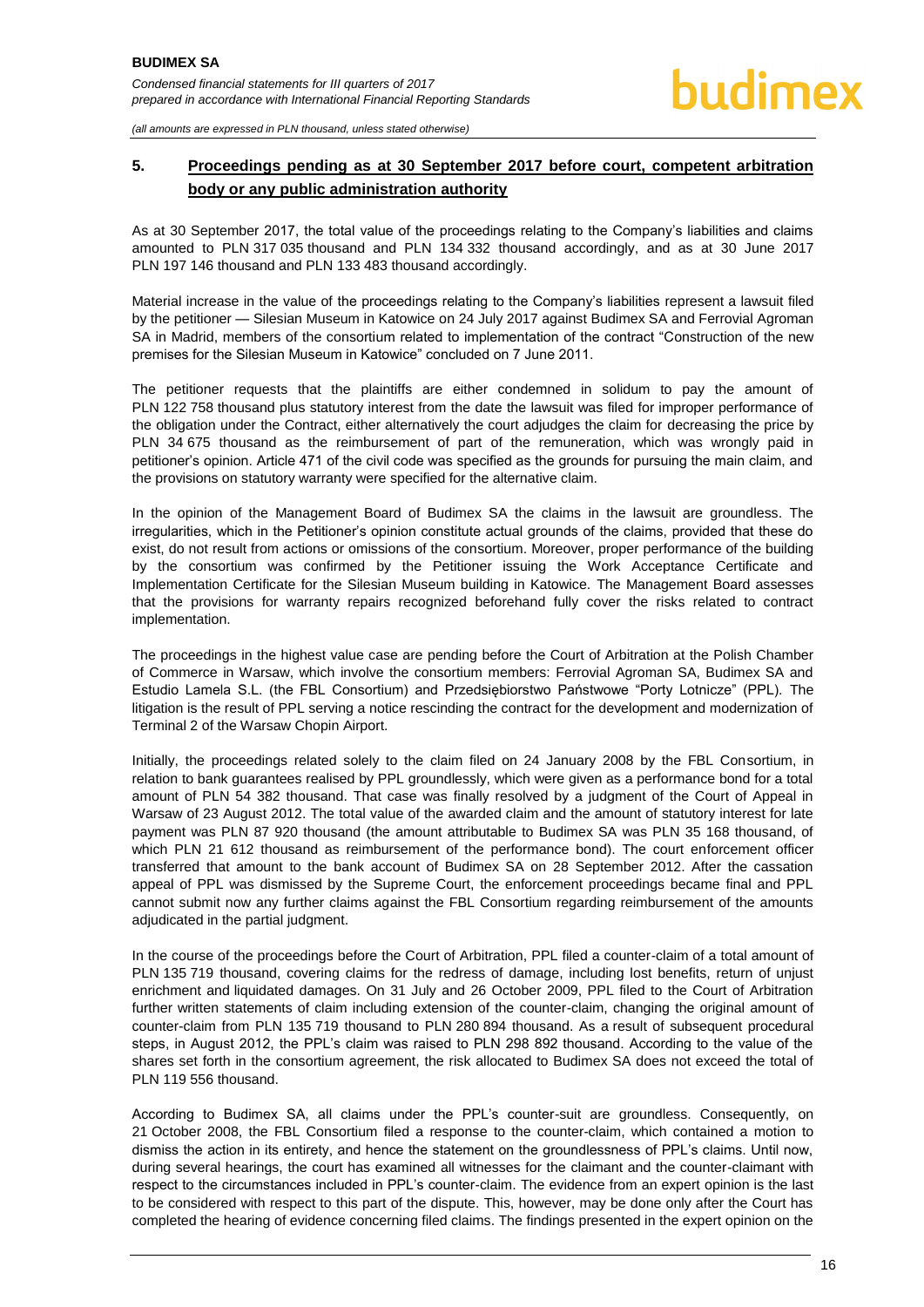## 5. Proceedings pending as at 30 September 2017 before court, competent arbitration body or any public administration authority

As at 30 September 2017, the total value of the proceedings relating to the Company's liabilities and claims amounted to PLN 317 035 thousand and PLN 134 332 thousand accordingly, and as at 30 June 2017 PLN 197 146 thousand and PLN 133 483 thousand accordingly.

Material increase in the value of the proceedings relating to the Company's liabilities represent a lawsuit filed by the petitioner — Silesian Museum in Katowice on 24 July 2017 against Budimex SA and Ferrovial Agroman SA in Madrid, members of the consortium related to implementation of the contract "Construction of the new premises for the Silesian Museum in Katowice" concluded on 7 June 2011.

The petitioner requests that the plaintiffs are either condemned in solidum to pay the amount of PLN 122 758 thousand plus statutory interest from the date the lawsuit was filed for improper performance of the obligation under the Contract, either alternatively the court adjudges the claim for decreasing the price by PLN 34 675 thousand as the reimbursement of part of the remuneration, which was wrongly paid in petitioner's opinion. Article 471 of the civil code was specified as the grounds for pursuing the main claim, and the provisions on statutory warranty were specified for the alternative claim.

In the opinion of the Management Board of Budimex SA the claims in the lawsuit are groundless. The irregularities, which in the Petitioner's opinion constitute actual grounds of the claims, provided that these do exist, do not result from actions or omissions of the consortium. Moreover, proper performance of the building by the consortium was confirmed by the Petitioner issuing the Work Acceptance Certificate and Implementation Certificate for the Silesian Museum building in Katowice. The Management Board assesses that the provisions for warranty repairs recognized beforehand fully cover the risks related to contract implementation.

The proceedings in the highest value case are pending before the Court of Arbitration at the Polish Chamber of Commerce in Warsaw, which involve the consortium members: Ferrovial Agroman SA, Budimex SA and Estudio Lamela S.L. (the FBL Consortium) and Przedsiębiorstwo Państwowe "Porty Lotnicze" (PPL). The litigation is the result of PPL serving a notice rescinding the contract for the development and modernization of Terminal 2 of the Warsaw Chopin Airport.

Initially, the proceedings related solely to the claim filed on 24 January 2008 by the FBL Consortium, in relation to bank guarantees realised by PPL groundlessly, which were given as a performance bond for a total amount of PLN 54 382 thousand. That case was finally resolved by a judgment of the Court of Appeal in Warsaw of 23 August 2012. The total value of the awarded claim and the amount of statutory interest for late payment was PLN 87 920 thousand (the amount attributable to Budimex SA was PLN 35 168 thousand, of which PLN 21 612 thousand as reimbursement of the performance bond). The court enforcement officer transferred that amount to the bank account of Budimex SA on 28 September 2012. After the cassation appeal of PPL was dismissed by the Supreme Court, the enforcement proceedings became final and PPL cannot submit now any further claims against the FBL Consortium regarding reimbursement of the amounts adjudicated in the partial judgment.

In the course of the proceedings before the Court of Arbitration, PPL filed a counter-claim of a total amount of PLN 135 719 thousand, covering claims for the redress of damage, including lost benefits, return of unjust enrichment and liquidated damages. On 31 July and 26 October 2009, PPL filed to the Court of Arbitration further written statements of claim including extension of the counter-claim, changing the original amount of counter-claim from PLN 135 719 thousand to PLN 280 894 thousand. As a result of subsequent procedural steps, in August 2012, the PPL's claim was raised to PLN 298 892 thousand. According to the value of the shares set forth in the consortium agreement, the risk allocated to Budimex SA does not exceed the total of PLN 119 556 thousand.

According to Budimex SA, all claims under the PPL's counter-suit are groundless. Consequently, on 21 October 2008, the FBL Consortium filed a response to the counter-claim, which contained a motion to dismiss the action in its entirety, and hence the statement on the groundlessness of PPL's claims. Until now, during several hearings, the court has examined all witnesses for the claimant and the counter-claimant with respect to the circumstances included in PPL's counter-claim. The evidence from an expert opinion is the last to be considered with respect to this part of the dispute. This, however, may be done only after the Court has completed the hearing of evidence concerning filed claims. The findings presented in the expert opinion on the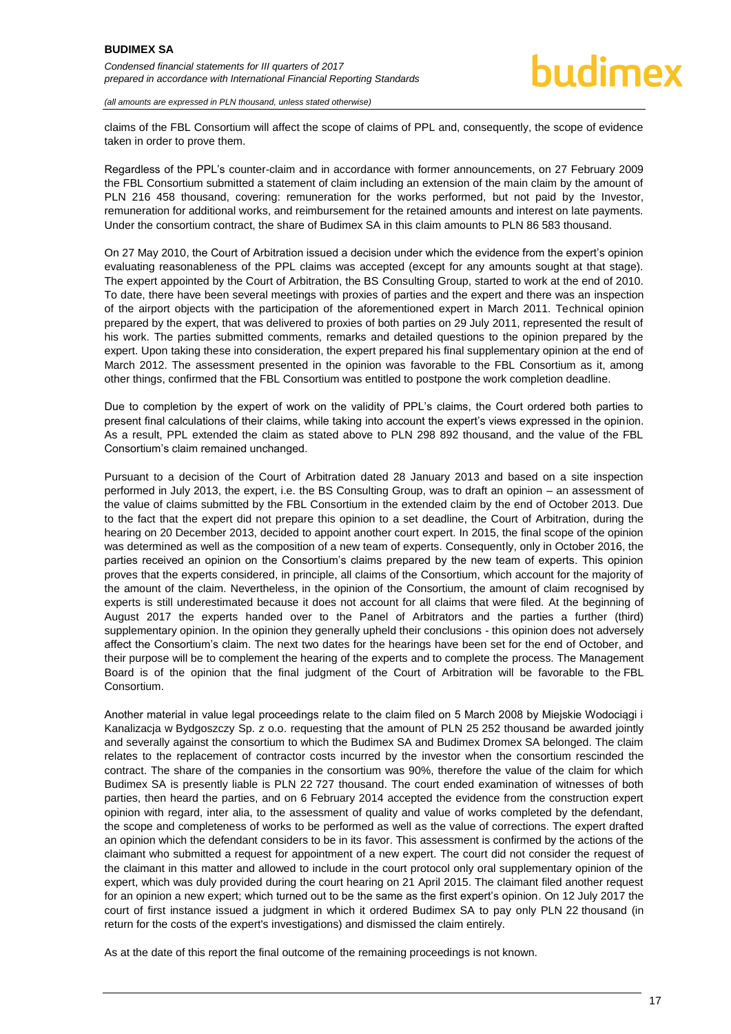claims of the FBL Consortium will affect the scope of claims of PPL and, consequently, the scope of evidence taken in order to prove them.

Regardless of the PPL's counter-claim and in accordance with former announcements, on 27 February 2009 the FBL Consortium submitted a statement of claim including an extension of the main claim by the amount of PLN 216 458 thousand, covering: remuneration for the works performed, but not paid by the Investor, remuneration for additional works, and reimbursement for the retained amounts and interest on late payments. Under the consortium contract, the share of Budimex SA in this claim amounts to PLN 86 583 thousand.

On 27 May 2010, the Court of Arbitration issued a decision under which the evidence from the expert's opinion evaluating reasonableness of the PPL claims was accepted (except for any amounts sought at that stage). The expert appointed by the Court of Arbitration, the BS Consulting Group, started to work at the end of 2010. To date, there have been several meetings with proxies of parties and the expert and there was an inspection of the airport objects with the participation of the aforementioned expert in March 2011. Technical opinion prepared by the expert, that was delivered to proxies of both parties on 29 July 2011, represented the result of his work. The parties submitted comments, remarks and detailed questions to the opinion prepared by the expert. Upon taking these into consideration, the expert prepared his final supplementary opinion at the end of March 2012. The assessment presented in the opinion was favorable to the FBL Consortium as it, among other things, confirmed that the FBL Consortium was entitled to postpone the work completion deadline.

Due to completion by the expert of work on the validity of PPL's claims, the Court ordered both parties to present final calculations of their claims, while taking into account the expert's views expressed in the opinion. As a result, PPL extended the claim as stated above to PLN 298 892 thousand, and the value of the FBL Consortium's claim remained unchanged.

Pursuant to a decision of the Court of Arbitration dated 28 January 2013 and based on a site inspection performed in July 2013, the expert, i.e. the BS Consulting Group, was to draft an opinion – an assessment of the value of claims submitted by the FBL Consortium in the extended claim by the end of October 2013. Due to the fact that the expert did not prepare this opinion to a set deadline, the Court of Arbitration, during the hearing on 20 December 2013, decided to appoint another court expert. In 2015, the final scope of the opinion was determined as well as the composition of a new team of experts. Consequently, only in October 2016, the parties received an opinion on the Consortium's claims prepared by the new team of experts. This opinion proves that the experts considered, in principle, all claims of the Consortium, which account for the majority of the amount of the claim. Nevertheless, in the opinion of the Consortium, the amount of claim recognised by experts is still underestimated because it does not account for all claims that were filed. At the beginning of August 2017 the experts handed over to the Panel of Arbitrators and the parties a further (third) supplementary opinion. In the opinion they generally upheld their conclusions - this opinion does not adversely affect the Consortium's claim. The next two dates for the hearings have been set for the end of October, and their purpose will be to complement the hearing of the experts and to complete the process. The Management Board is of the opinion that the final judgment of the Court of Arbitration will be favorable to the FBL Consortium.

Another material in value legal proceedings relate to the claim filed on 5 March 2008 by Miejskie Wodociągi i Kanalizacja w Bydgoszczy Sp. z o.o. requesting that the amount of PLN 25 252 thousand be awarded jointly and severally against the consortium to which the Budimex SA and Budimex Dromex SA belonged. The claim relates to the replacement of contractor costs incurred by the investor when the consortium rescinded the contract. The share of the companies in the consortium was 90%, therefore the value of the claim for which Budimex SA is presently liable is PLN 22 727 thousand. The court ended examination of witnesses of both parties, then heard the parties, and on 6 February 2014 accepted the evidence from the construction expert opinion with regard, inter alia, to the assessment of quality and value of works completed by the defendant, the scope and completeness of works to be performed as well as the value of corrections. The expert drafted an opinion which the defendant considers to be in its favor. This assessment is confirmed by the actions of the claimant who submitted a request for appointment of a new expert. The court did not consider the request of the claimant in this matter and allowed to include in the court protocol only oral supplementary opinion of the expert, which was duly provided during the court hearing on 21 April 2015. The claimant filed another request for an opinion a new expert; which turned out to be the same as the first expert's opinion. On 12 July 2017 the court of first instance issued a judgment in which it ordered Budimex SA to pay only PLN 22 thousand (in return for the costs of the expert's investigations) and dismissed the claim entirely.

As at the date of this report the final outcome of the remaining proceedings is not known.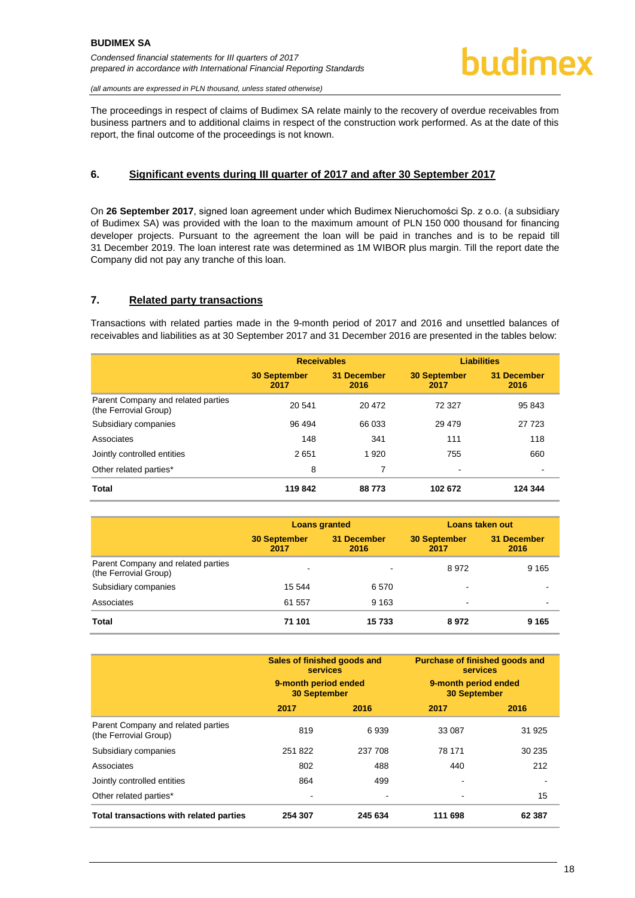The proceedings in respect of claims of Budimex SA relate mainly to the recovery of overdue receivables from business partners and to additional claims in respect of the construction work performed. As at the date of this report, the final outcome of the proceedings is not known.

## 6. Significant events during III quarter of 2017 and after 30 September 2017

On **26 September 2017**, signed loan agreement under which Budimex Nieruchomości Sp. z o.o. (a subsidiary of Budimex SA) was provided with the loan to the maximum amount of PLN 150 000 thousand for financing developer projects. Pursuant to the agreement the loan will be paid in tranches and is to be repaid till 31 December 2019. The loan interest rate was determined as 1M WIBOR plus margin. Till the report date the Company did not pay any tranche of this loan.

## 7. Related party transactions

Transactions with related parties made in the 9-month period of 2017 and 2016 and unsettled balances of receivables and liabilities as at 30 September 2017 and 31 December 2016 are presented in the tables below:

| | Receivables | | Liabilities | |
|---|---|---|---|---|
| | 30 September 2017 | 31 December 2016 | 30 September 2017 | 31 December 2016 |
| Parent Company and related parties (the Ferrovial Group) | 20 541 | 20 472 | 72 327 | 95 843 |
| Subsidiary companies | 96 494 | 66 033 | 29 479 | 27 723 |
| Associates | 148 | 341 | 111 | 118 |
| Jointly controlled entities | 2 651 | 1 920 | 755 | 660 |
| Other related parties* | 8 | 7 | - | - |
| **Total** | **119 842** | **88 773** | **102 672** | **124 344** |

| | Loans granted | | Loans taken out | |
|---|---|---|---|---|
| | 30 September 2017 | 31 December 2016 | 30 September 2017 | 31 December 2016 |
| Parent Company and related parties (the Ferrovial Group) | - | - | 8 972 | 9 165 |
| Subsidiary companies | 15 544 | 6 570 | - | - |
| Associates | 61 557 | 9 163 | - | - |
| **Total** | **71 101** | **15 733** | **8 972** | **9 165** |

| | Sales of finished goods and services 9-month period ended 30 September | | Purchase of finished goods and services 9-month period ended 30 September | |
|---|---|---|---|---|
| | 2017 | 2016 | 2017 | 2016 |
| Parent Company and related parties (the Ferrovial Group) | 819 | 6 939 | 33 087 | 31 925 |
| Subsidiary companies | 251 822 | 237 708 | 78 171 | 30 235 |
| Associates | 802 | 488 | 440 | 212 |
| Jointly controlled entities | 864 | 499 | - | - |
| Other related parties* | - | - | - | 15 |
| **Total transactions with related parties** | **254 307** | **245 634** | **111 698** | **62 387** |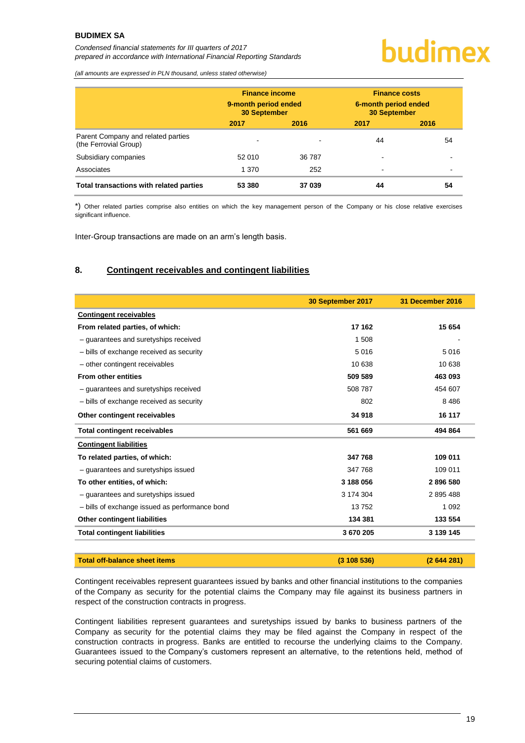(all amounts are expressed in PLN thousand, unless stated otherwise)

| | Finance income 9-month period ended 30 September | | Finance costs 6-month period ended 30 September | |
|---|---|---|---|---|
| | 2017 | 2016 | 2017 | 2016 |
| Parent Company and related parties (the Ferrovial Group) | - | - | 44 | 54 |
| Subsidiary companies | 52 010 | 36 787 | - | - |
| Associates | 1 370 | 252 | - | - |
| **Total transactions with related parties** | **53 380** | **37 039** | **44** | **54** |

*) Other related parties comprise also entities on which the key management person of the Company or his close relative exercises significant influence.

Inter-Group transactions are made on an arm's length basis.

## 8. Contingent receivables and contingent liabilities

| | 30 September 2017 | 31 December 2016 |
|---|---|---|
| **Contingent receivables** | | |
| **From related parties, of which:** | **17 162** | **15 654** |
| – guarantees and suretyships received | 1 508 | - |
| – bills of exchange received as security | 5 016 | 5 016 |
| – other contingent receivables | 10 638 | 10 638 |
| **From other entities** | **509 589** | **463 093** |
| – guarantees and suretyships received | 508 787 | 454 607 |
| – bills of exchange received as security | 802 | 8 486 |
| **Other contingent receivables** | **34 918** | **16 117** |
| **Total contingent receivables** | **561 669** | **494 864** |
| **Contingent liabilities** | | |
| **To related parties, of which:** | **347 768** | **109 011** |
| – guarantees and suretyships issued | 347 768 | 109 011 |
| **To other entities, of which:** | **3 188 056** | **2 896 580** |
| – guarantees and suretyships issued | 3 174 304 | 2 895 488 |
| – bills of exchange issued as performance bond | 13 752 | 1 092 |
| **Other contingent liabilities** | **134 381** | **133 554** |
| **Total contingent liabilities** | **3 670 205** | **3 139 145** |
| **Total off-balance sheet items** | **(3 108 536)** | **(2 644 281)** |

Contingent receivables represent guarantees issued by banks and other financial institutions to the companies of the Company as security for the potential claims the Company may file against its business partners in respect of the construction contracts in progress.

Contingent liabilities represent guarantees and suretyships issued by banks to business partners of the Company as security for the potential claims they may be filed against the Company in respect of the construction contracts in progress. Banks are entitled to recourse the underlying claims to the Company. Guarantees issued to the Company's customers represent an alternative, to the retentions held, method of securing potential claims of customers.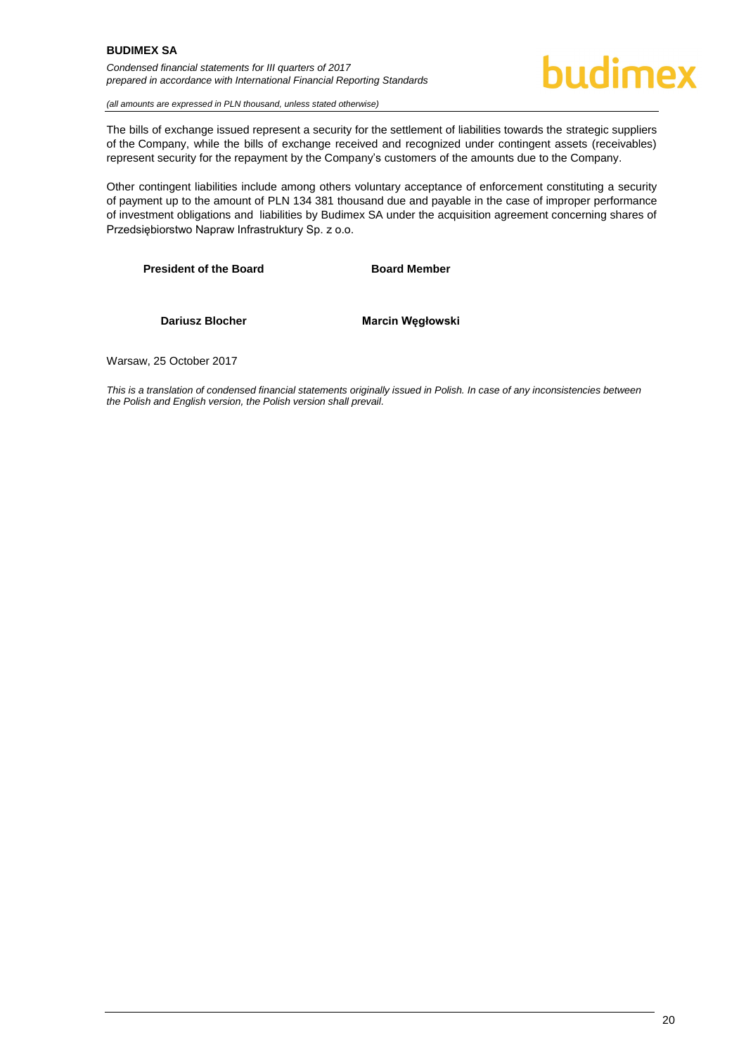The bills of exchange issued represent a security for the settlement of liabilities towards the strategic suppliers of the Company, while the bills of exchange received and recognized under contingent assets (receivables) represent security for the repayment by the Company's customers of the amounts due to the Company.

Other contingent liabilities include among others voluntary acceptance of enforcement constituting a security of payment up to the amount of PLN 134 381 thousand due and payable in the case of improper performance of investment obligations and liabilities by Budimex SA under the acquisition agreement concerning shares of Przedsiębiorstwo Napraw Infrastruktury Sp. z o.o.

| | |
|---|---|
| **President of the Board** | **Board Member** |
| **Dariusz Blocher** | **Marcin Węgłowski** |

Warsaw, 25 October 2017

*This is a translation of condensed financial statements originally issued in Polish. In case of any inconsistencies between the Polish and English version, the Polish version shall prevail.*